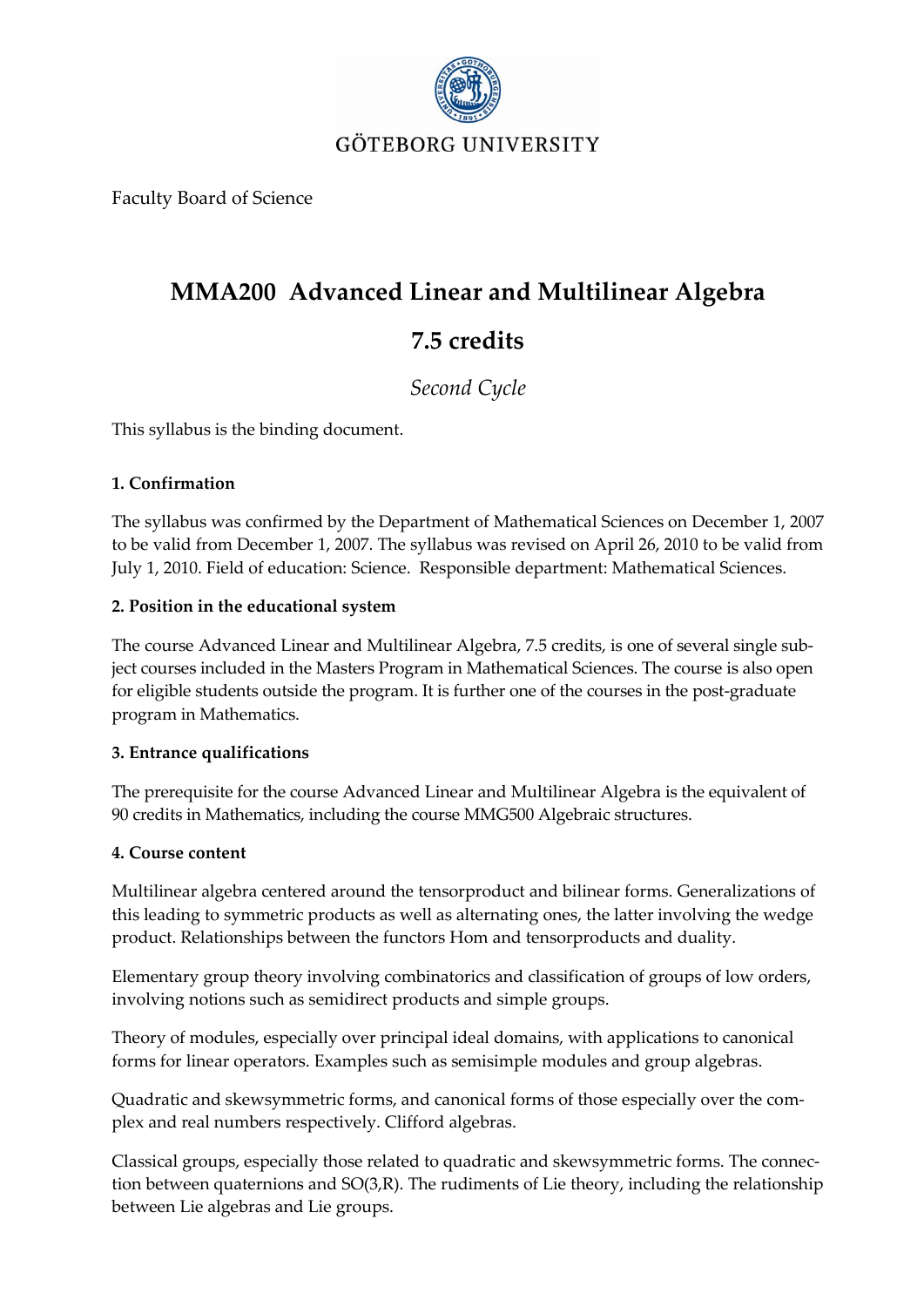GÖTEBORG UNIVERSITY

Faculty Board of Science

# MMA200 Advanced Linear and Multilinear Algebra

# 7.5 credits

*Second Cycle*

This syllabus is the binding document.

**1. Confirmation**

The syllabus was confirmed by the Department of Mathematical Sciences on December 1, 2007 to be valid from December 1, 2007. The syllabus was revised on April 26, 2010 to be valid from July 1, 2010. Field of education: Science. Responsible department: Mathematical Sciences.

**2. Position in the educational system**

The course Advanced Linear and Multilinear Algebra, 7.5 credits, is one of several single subject courses included in the Masters Program in Mathematical Sciences. The course is also open for eligible students outside the program. It is further one of the courses in the post-graduate program in Mathematics.

**3. Entrance qualifications**

The prerequisite for the course Advanced Linear and Multilinear Algebra is the equivalent of 90 credits in Mathematics, including the course MMG500 Algebraic structures.

**4. Course content**

Multilinear algebra centered around the tensorproduct and bilinear forms. Generalizations of this leading to symmetric products as well as alternating ones, the latter involving the wedge product. Relationships between the functors Hom and tensorproducts and duality.

Elementary group theory involving combinatorics and classification of groups of low orders, involving notions such as semidirect products and simple groups.

Theory of modules, especially over principal ideal domains, with applications to canonical forms for linear operators. Examples such as semisimple modules and group algebras.

Quadratic and skewsymmetric forms, and canonical forms of those especially over the complex and real numbers respectively. Clifford algebras.

Classical groups, especially those related to quadratic and skewsymmetric forms. The connection between quaternions and SO(3,R). The rudiments of Lie theory, including the relationship between Lie algebras and Lie groups.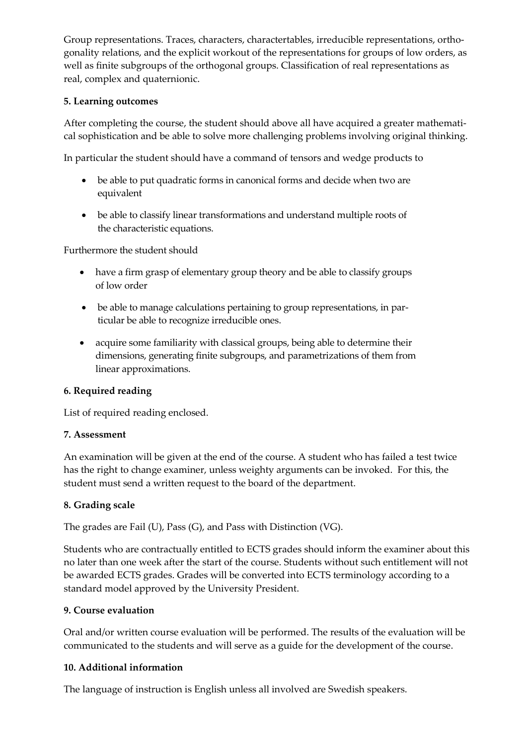Group representations. Traces, characters, charactertables, irreducible representations, orthogonality relations, and the explicit workout of the representations for groups of low orders, as well as finite subgroups of the orthogonal groups. Classification of real representations as real, complex and quaternionic.

**5. Learning outcomes**

After completing the course, the student should above all have acquired a greater mathematical sophistication and be able to solve more challenging problems involving original thinking.

In particular the student should have a command of tensors and wedge products to

- be able to put quadratic forms in canonical forms and decide when two are equivalent
- be able to classify linear transformations and understand multiple roots of the characteristic equations.

Furthermore the student should

- have a firm grasp of elementary group theory and be able to classify groups of low order
- be able to manage calculations pertaining to group representations, in particular be able to recognize irreducible ones.
- acquire some familiarity with classical groups, being able to determine their dimensions, generating finite subgroups, and parametrizations of them from linear approximations.

**6. Required reading**

List of required reading enclosed.

**7. Assessment**

An examination will be given at the end of the course. A student who has failed a test twice has the right to change examiner, unless weighty arguments can be invoked. For this, the student must send a written request to the board of the department.

**8. Grading scale**

The grades are Fail (U), Pass (G), and Pass with Distinction (VG).

Students who are contractually entitled to ECTS grades should inform the examiner about this no later than one week after the start of the course. Students without such entitlement will not be awarded ECTS grades. Grades will be converted into ECTS terminology according to a standard model approved by the University President.

**9. Course evaluation**

Oral and/or written course evaluation will be performed. The results of the evaluation will be communicated to the students and will serve as a guide for the development of the course.

**10. Additional information**

The language of instruction is English unless all involved are Swedish speakers.